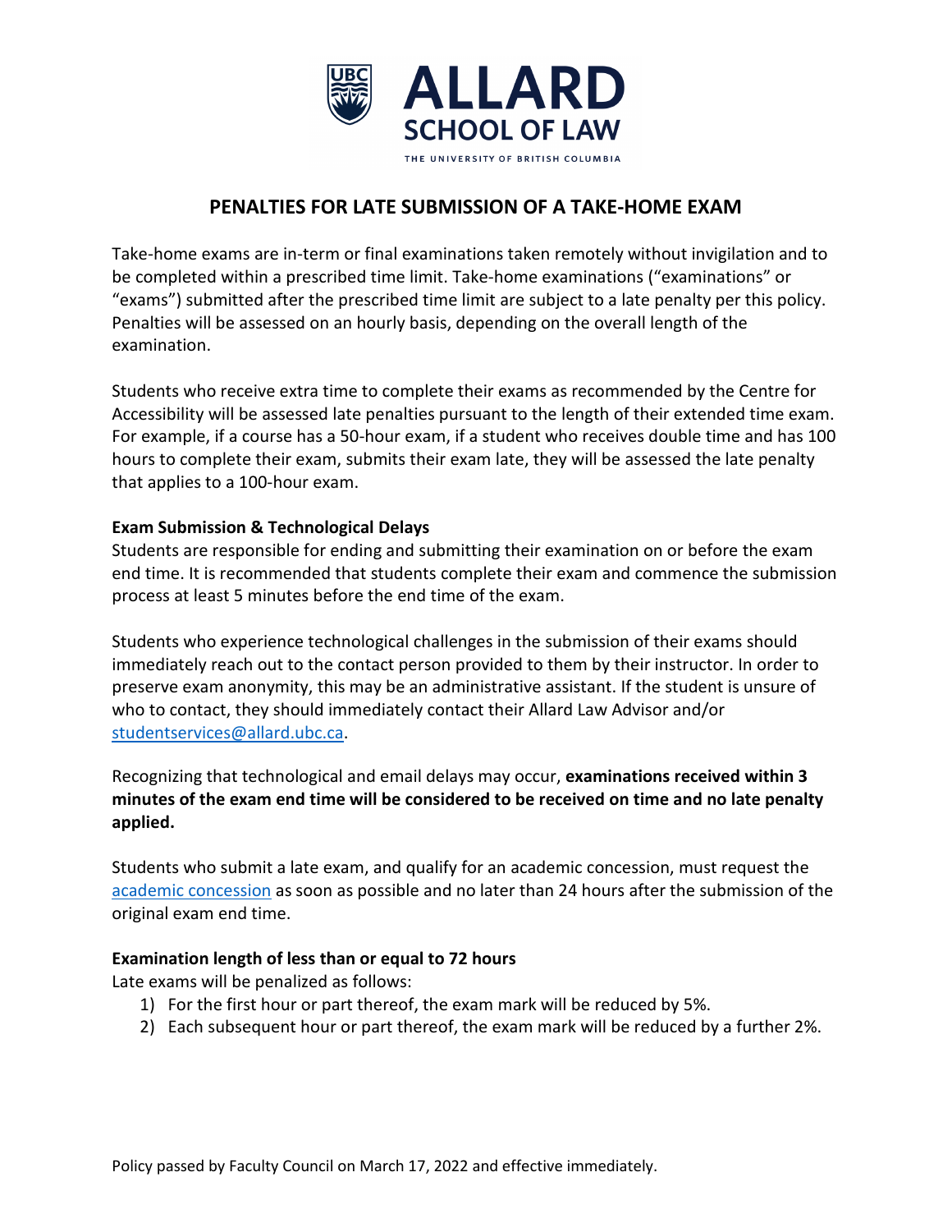# PENALTIES FOR LATE SUBMISSION OF A TAKE-HOME EXAM

Take-home exams are in-term or final examinations taken remotely without invigilation and to be completed within a prescribed time limit. Take-home examinations ("examinations" or "exams") submitted after the prescribed time limit are subject to a late penalty per this policy. Penalties will be assessed on an hourly basis, depending on the overall length of the examination.

Students who receive extra time to complete their exams as recommended by the Centre for Accessibility will be assessed late penalties pursuant to the length of their extended time exam. For example, if a course has a 50-hour exam, if a student who receives double time and has 100 hours to complete their exam, submits their exam late, they will be assessed the late penalty that applies to a 100-hour exam.

**Exam Submission & Technological Delays**

Students are responsible for ending and submitting their examination on or before the exam end time. It is recommended that students complete their exam and commence the submission process at least 5 minutes before the end time of the exam.

Students who experience technological challenges in the submission of their exams should immediately reach out to the contact person provided to them by their instructor. In order to preserve exam anonymity, this may be an administrative assistant. If the student is unsure of who to contact, they should immediately contact their Allard Law Advisor and/or studentservices@allard.ubc.ca.

Recognizing that technological and email delays may occur, **examinations received within 3 minutes of the exam end time will be considered to be received on time and no late penalty applied.**

Students who submit a late exam, and qualify for an academic concession, must request the academic concession as soon as possible and no later than 24 hours after the submission of the original exam end time.

**Examination length of less than or equal to 72 hours**

Late exams will be penalized as follows:

1) For the first hour or part thereof, the exam mark will be reduced by 5%.
2) Each subsequent hour or part thereof, the exam mark will be reduced by a further 2%.

Policy passed by Faculty Council on March 17, 2022 and effective immediately.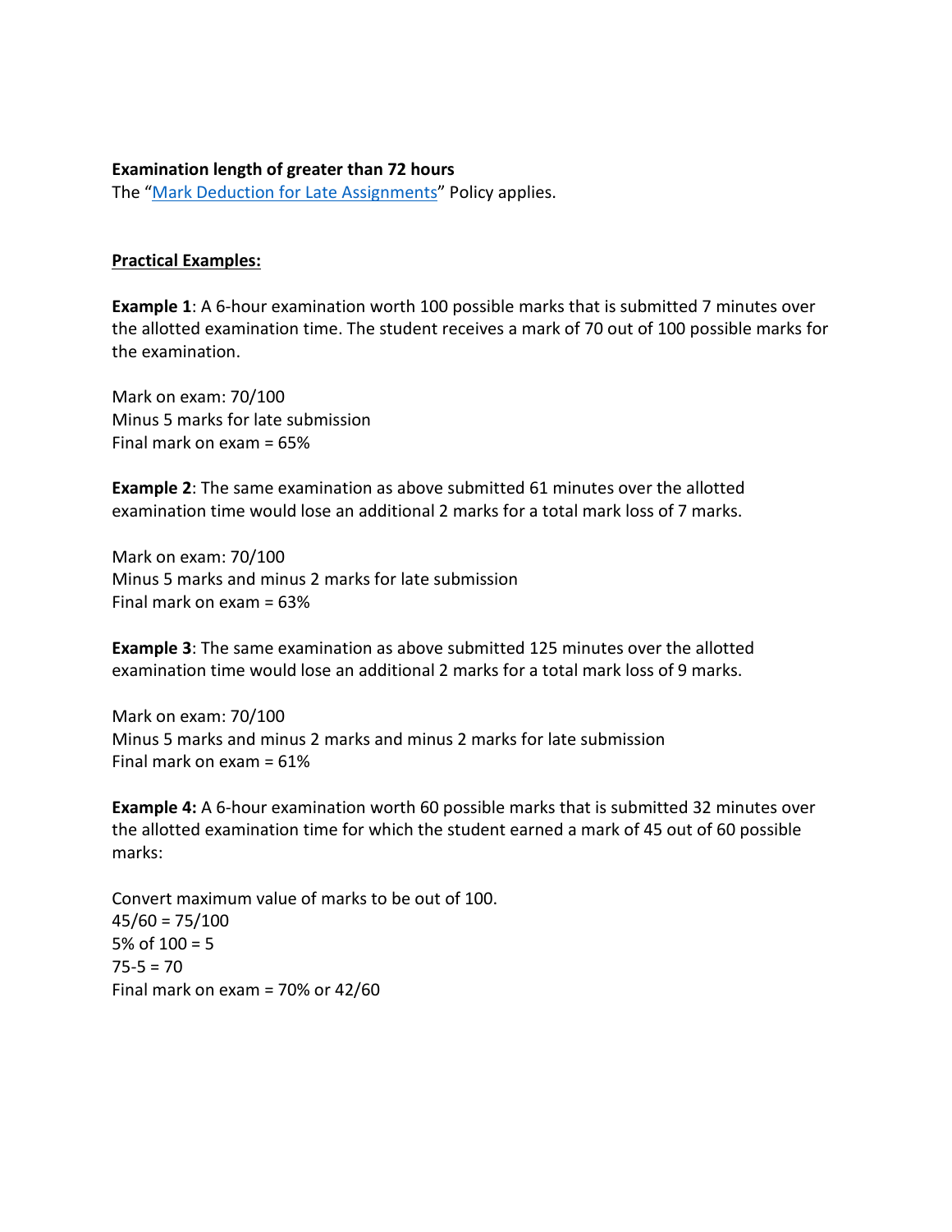**Examination length of greater than 72 hours**

The "[Mark Deduction for Late Assignments]" Policy applies.

**Practical Examples:**

**Example 1**: A 6-hour examination worth 100 possible marks that is submitted 7 minutes over the allotted examination time. The student receives a mark of 70 out of 100 possible marks for the examination.

Mark on exam: 70/100
Minus 5 marks for late submission
Final mark on exam = 65%

**Example 2**: The same examination as above submitted 61 minutes over the allotted examination time would lose an additional 2 marks for a total mark loss of 7 marks.

Mark on exam: 70/100
Minus 5 marks and minus 2 marks for late submission
Final mark on exam = 63%

**Example 3**: The same examination as above submitted 125 minutes over the allotted examination time would lose an additional 2 marks for a total mark loss of 9 marks.

Mark on exam: 70/100
Minus 5 marks and minus 2 marks and minus 2 marks for late submission
Final mark on exam = 61%

**Example 4:** A 6-hour examination worth 60 possible marks that is submitted 32 minutes over the allotted examination time for which the student earned a mark of 45 out of 60 possible marks:

Convert maximum value of marks to be out of 100.
45/60 = 75/100
5% of 100 = 5
75-5 = 70
Final mark on exam = 70% or 42/60